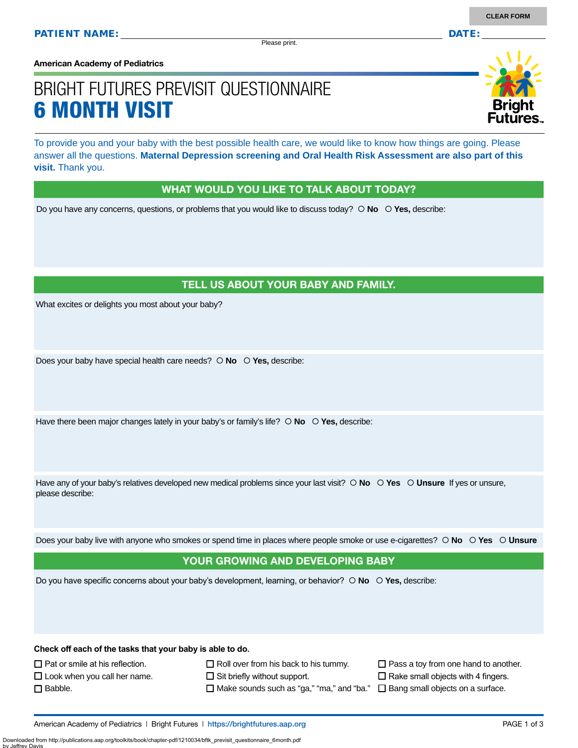CLEAR FORM

**PATIENT NAME:** ______________________________ **DATE:** __________

Please print.

**American Academy of Pediatrics**

# BRIGHT FUTURES PREVISIT QUESTIONNAIRE
# 6 MONTH VISIT

To provide you and your baby with the best possible health care, we would like to know how things are going. Please answer all the questions. **Maternal Depression screening and Oral Health Risk Assessment are also part of this visit.** Thank you.

## WHAT WOULD YOU LIKE TO TALK ABOUT TODAY?

Do you have any concerns, questions, or problems that you would like to discuss today? ○ **No** ○ **Yes,** describe:

## TELL US ABOUT YOUR BABY AND FAMILY.

What excites or delights you most about your baby?

Does your baby have special health care needs? ○ **No** ○ **Yes,** describe:

Have there been major changes lately in your baby's or family's life? ○ **No** ○ **Yes,** describe:

Have any of your baby's relatives developed new medical problems since your last visit? ○ **No** ○ **Yes** ○ **Unsure** If yes or unsure, please describe:

Does your baby live with anyone who smokes or spend time in places where people smoke or use e-cigarettes? ○ **No** ○ **Yes** ○ **Unsure**

## YOUR GROWING AND DEVELOPING BABY

Do you have specific concerns about your baby's development, learning, or behavior? ○ **No** ○ **Yes,** describe:

**Check off each of the tasks that your baby is able to do.**

- ☐ Pat or smile at his reflection.
- ☐ Look when you call her name.
- ☐ Babble.
- ☐ Roll over from his back to his tummy.
- ☐ Sit briefly without support.
- ☐ Make sounds such as "ga," "ma," and "ba."
- ☐ Pass a toy from one hand to another.
- ☐ Rake small objects with 4 fingers.
- ☐ Bang small objects on a surface.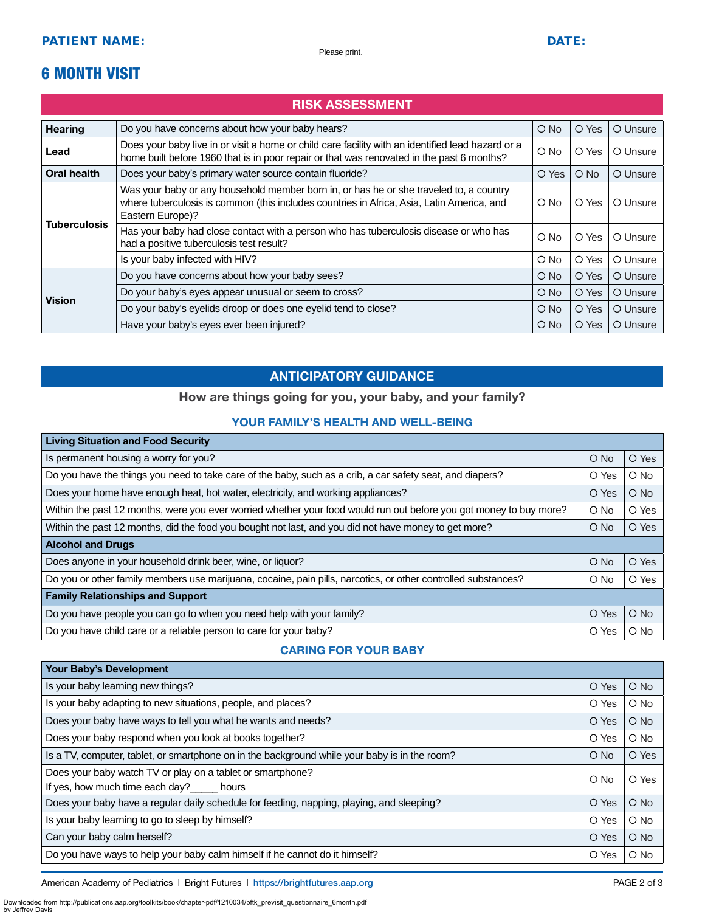**PATIENT NAME:** ______________________________ **DATE:** __________

Please print.

# 6 MONTH VISIT

## RISK ASSESSMENT

| | | | | |
|---|---|---|---|---|
| **Hearing** | Do you have concerns about how your baby hears? | O No | O Yes | O Unsure |
| **Lead** | Does your baby live in or visit a home or child care facility with an identified lead hazard or a home built before 1960 that is in poor repair or that was renovated in the past 6 months? | O No | O Yes | O Unsure |
| **Oral health** | Does your baby's primary water source contain fluoride? | O Yes | O No | O Unsure |
| **Tuberculosis** | Was your baby or any household member born in, or has he or she traveled to, a country where tuberculosis is common (this includes countries in Africa, Asia, Latin America, and Eastern Europe)? | O No | O Yes | O Unsure |
| | Has your baby had close contact with a person who has tuberculosis disease or who has had a positive tuberculosis test result? | O No | O Yes | O Unsure |
| | Is your baby infected with HIV? | O No | O Yes | O Unsure |
| **Vision** | Do you have concerns about how your baby sees? | O No | O Yes | O Unsure |
| | Do your baby's eyes appear unusual or seem to cross? | O No | O Yes | O Unsure |
| | Do your baby's eyelids droop or does one eyelid tend to close? | O No | O Yes | O Unsure |
| | Have your baby's eyes ever been injured? | O No | O Yes | O Unsure |

## ANTICIPATORY GUIDANCE

**How are things going for you, your baby, and your family?**

### YOUR FAMILY'S HEALTH AND WELL-BEING

| **Living Situation and Food Security** | | |
|---|---|---|
| Is permanent housing a worry for you? | O No | O Yes |
| Do you have the things you need to take care of the baby, such as a crib, a car safety seat, and diapers? | O Yes | O No |
| Does your home have enough heat, hot water, electricity, and working appliances? | O Yes | O No |
| Within the past 12 months, were you ever worried whether your food would run out before you got money to buy more? | O No | O Yes |
| Within the past 12 months, did the food you bought not last, and you did not have money to get more? | O No | O Yes |
| **Alcohol and Drugs** | | |
| Does anyone in your household drink beer, wine, or liquor? | O No | O Yes |
| Do you or other family members use marijuana, cocaine, pain pills, narcotics, or other controlled substances? | O No | O Yes |
| **Family Relationships and Support** | | |
| Do you have people you can go to when you need help with your family? | O Yes | O No |
| Do you have child care or a reliable person to care for your baby? | O Yes | O No |

### CARING FOR YOUR BABY

| **Your Baby's Development** | | |
|---|---|---|
| Is your baby learning new things? | O Yes | O No |
| Is your baby adapting to new situations, people, and places? | O Yes | O No |
| Does your baby have ways to tell you what he wants and needs? | O Yes | O No |
| Does your baby respond when you look at books together? | O Yes | O No |
| Is a TV, computer, tablet, or smartphone on in the background while your baby is in the room? | O No | O Yes |
| Does your baby watch TV or play on a tablet or smartphone? If yes, how much time each day?_____ hours | O No | O Yes |
| Does your baby have a regular daily schedule for feeding, napping, playing, and sleeping? | O Yes | O No |
| Is your baby learning to go to sleep by himself? | O Yes | O No |
| Can your baby calm herself? | O Yes | O No |
| Do you have ways to help your baby calm himself if he cannot do it himself? | O Yes | O No |

American Academy of Pediatrics | Bright Futures | https://brightfutures.aap.org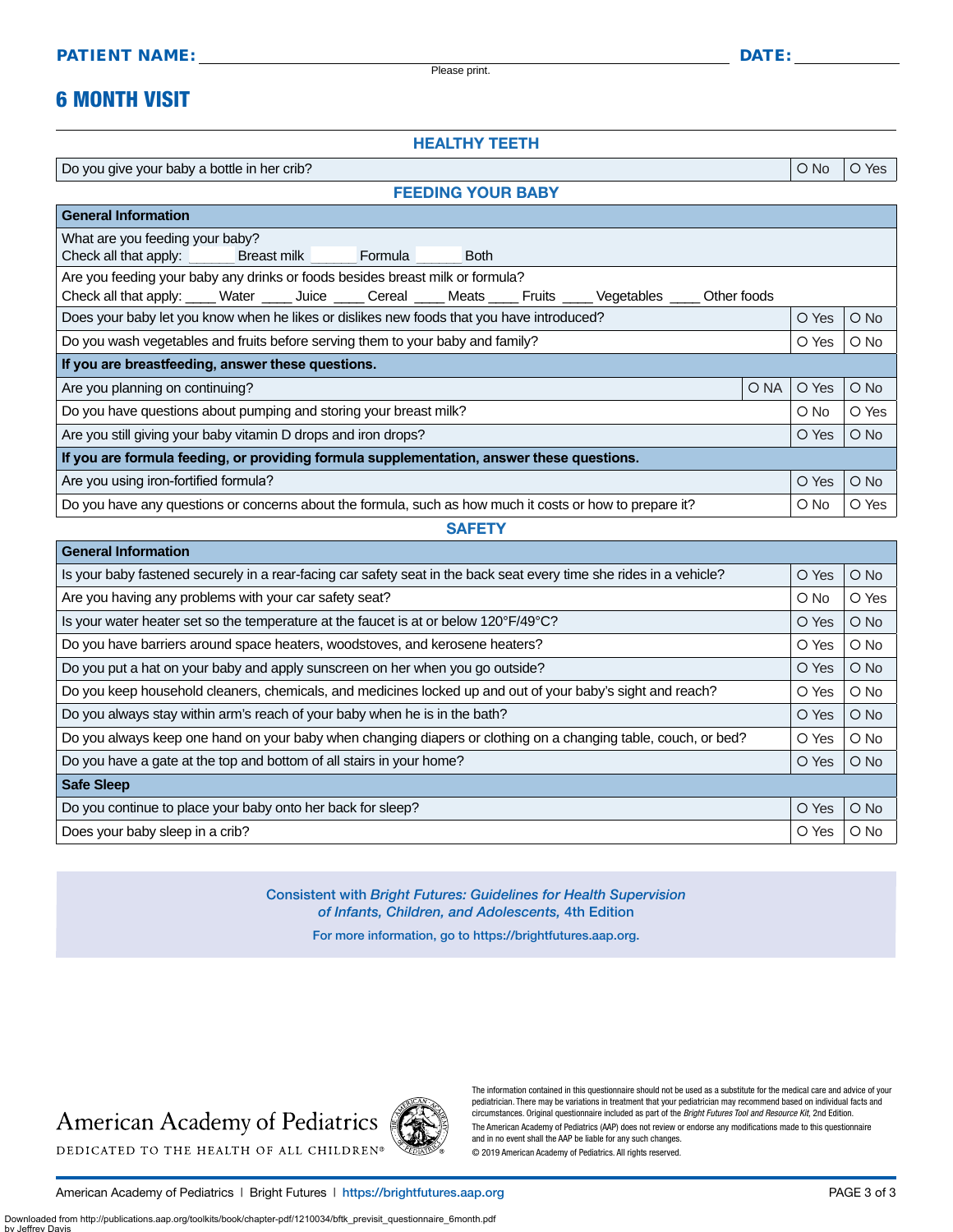**PATIENT NAME:** ______________________________ **DATE:** __________

Please print.

# 6 MONTH VISIT

## HEALTHY TEETH

| | | |
|---|---|---|
| Do you give your baby a bottle in her crib? | O No | O Yes |

## FEEDING YOUR BABY

| | | | |
|---|---|---|---|
| **General Information** | | | |
| What are you feeding your baby?<br>Check all that apply: ______ Breast milk ______ Formula ______ Both | | | |
| Are you feeding your baby any drinks or foods besides breast milk or formula?<br>Check all that apply: ____ Water ____ Juice ____ Cereal ____ Meats ____ Fruits ____ Vegetables ____ Other foods | | | |
| Does your baby let you know when he likes or dislikes new foods that you have introduced? | | O Yes | O No |
| Do you wash vegetables and fruits before serving them to your baby and family? | | O Yes | O No |
| **If you are breastfeeding, answer these questions.** | | | |
| Are you planning on continuing? | O NA | O Yes | O No |
| Do you have questions about pumping and storing your breast milk? | | O No | O Yes |
| Are you still giving your baby vitamin D drops and iron drops? | | O Yes | O No |
| **If you are formula feeding, or providing formula supplementation, answer these questions.** | | | |
| Are you using iron-fortified formula? | | O Yes | O No |
| Do you have any questions or concerns about the formula, such as how much it costs or how to prepare it? | | O No | O Yes |

## SAFETY

| | | |
|---|---|---|
| **General Information** | | |
| Is your baby fastened securely in a rear-facing car safety seat in the back seat every time she rides in a vehicle? | O Yes | O No |
| Are you having any problems with your car safety seat? | O No | O Yes |
| Is your water heater set so the temperature at the faucet is at or below 120°F/49°C? | O Yes | O No |
| Do you have barriers around space heaters, woodstoves, and kerosene heaters? | O Yes | O No |
| Do you put a hat on your baby and apply sunscreen on her when you go outside? | O Yes | O No |
| Do you keep household cleaners, chemicals, and medicines locked up and out of your baby's sight and reach? | O Yes | O No |
| Do you always stay within arm's reach of your baby when he is in the bath? | O Yes | O No |
| Do you always keep one hand on your baby when changing diapers or clothing on a changing table, couch, or bed? | O Yes | O No |
| Do you have a gate at the top and bottom of all stairs in your home? | O Yes | O No |
| **Safe Sleep** | | |
| Do you continue to place your baby onto her back for sleep? | O Yes | O No |
| Does your baby sleep in a crib? | O Yes | O No |

Consistent with *Bright Futures: Guidelines for Health Supervision of Infants, Children, and Adolescents,* 4th Edition

For more information, go to https://brightfutures.aap.org.

American Academy of Pediatrics

DEDICATED TO THE HEALTH OF ALL CHILDREN®

The information contained in this questionnaire should not be used as a substitute for the medical care and advice of your pediatrician. There may be variations in treatment that your pediatrician may recommend based on individual facts and circumstances. Original questionnaire included as part of the *Bright Futures Tool and Resource Kit,* 2nd Edition.

The American Academy of Pediatrics (AAP) does not review or endorse any modifications made to this questionnaire and in no event shall the AAP be liable for any such changes.

© 2019 American Academy of Pediatrics. All rights reserved.